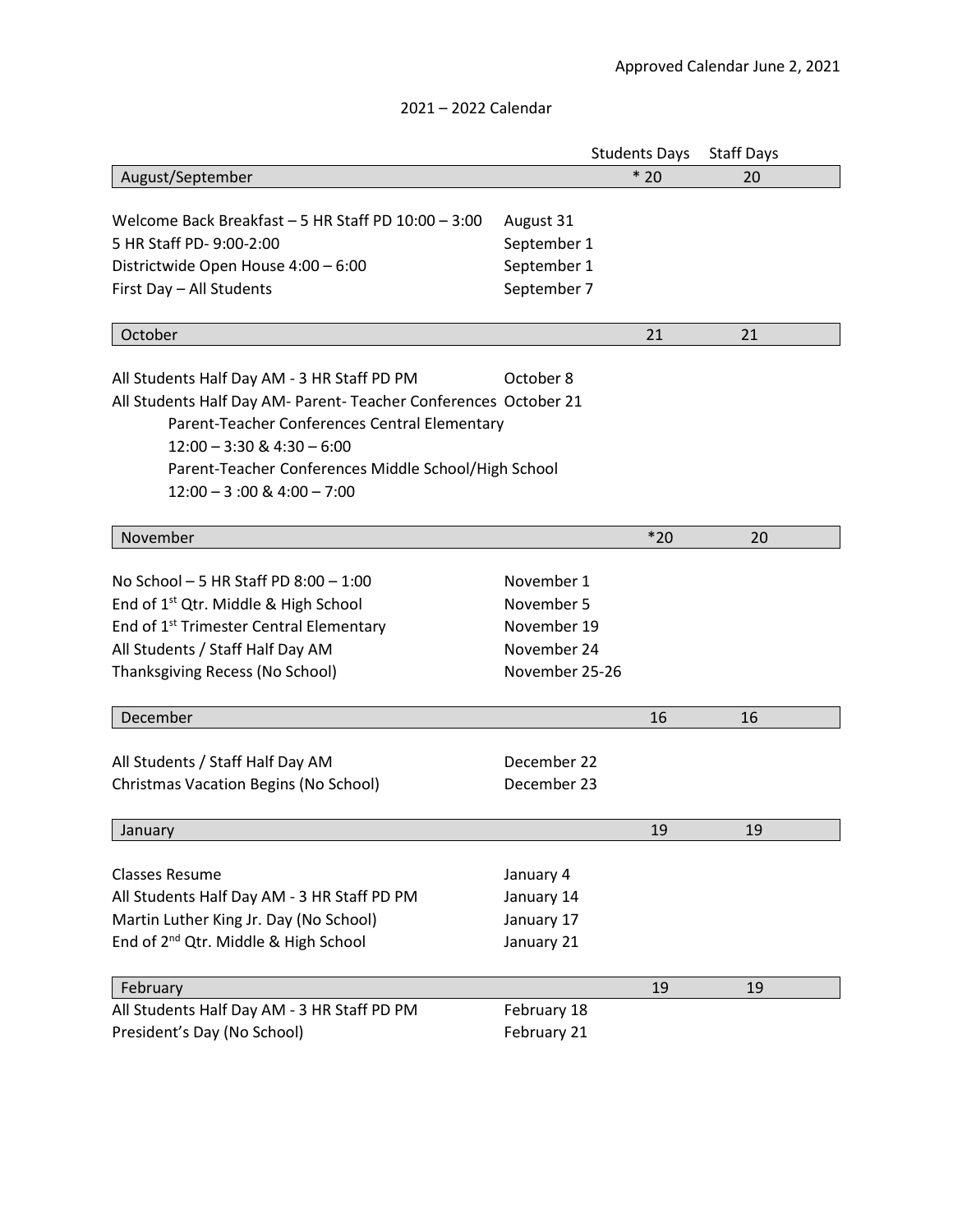Approved Calendar June 2, 2021

# 2021 – 2022 Calendar

| | Students Days | Staff Days |
|---|---|---|
| **August/September** | * 20 | 20 |

| | |
|---|---|
| Welcome Back Breakfast – 5 HR Staff PD 10:00 – 3:00 | August 31 |
| 5 HR Staff PD- 9:00-2:00 | September 1 |
| Districtwide Open House 4:00 – 6:00 | September 1 |
| First Day – All Students | September 7 |

| | Students Days | Staff Days |
|---|---|---|
| **October** | 21 | 21 |

| | |
|---|---|
| All Students Half Day AM - 3 HR Staff PD PM | October 8 |
| All Students Half Day AM- Parent- Teacher Conferences | October 21 |

Parent-Teacher Conferences Central Elementary
12:00 – 3:30 & 4:30 – 6:00
Parent-Teacher Conferences Middle School/High School
12:00 – 3 :00 & 4:00 – 7:00

| | Students Days | Staff Days |
|---|---|---|
| **November** | *20 | 20 |

| | |
|---|---|
| No School – 5 HR Staff PD 8:00 – 1:00 | November 1 |
| End of 1st Qtr. Middle & High School | November 5 |
| End of 1st Trimester Central Elementary | November 19 |
| All Students / Staff Half Day AM | November 24 |
| Thanksgiving Recess (No School) | November 25-26 |

| | Students Days | Staff Days |
|---|---|---|
| **December** | 16 | 16 |

| | |
|---|---|
| All Students / Staff Half Day AM | December 22 |
| Christmas Vacation Begins (No School) | December 23 |

| | Students Days | Staff Days |
|---|---|---|
| **January** | 19 | 19 |

| | |
|---|---|
| Classes Resume | January 4 |
| All Students Half Day AM - 3 HR Staff PD PM | January 14 |
| Martin Luther King Jr. Day (No School) | January 17 |
| End of 2nd Qtr. Middle & High School | January 21 |

| | Students Days | Staff Days |
|---|---|---|
| **February** | 19 | 19 |

| | |
|---|---|
| All Students Half Day AM - 3 HR Staff PD PM | February 18 |
| President's Day (No School) | February 21 |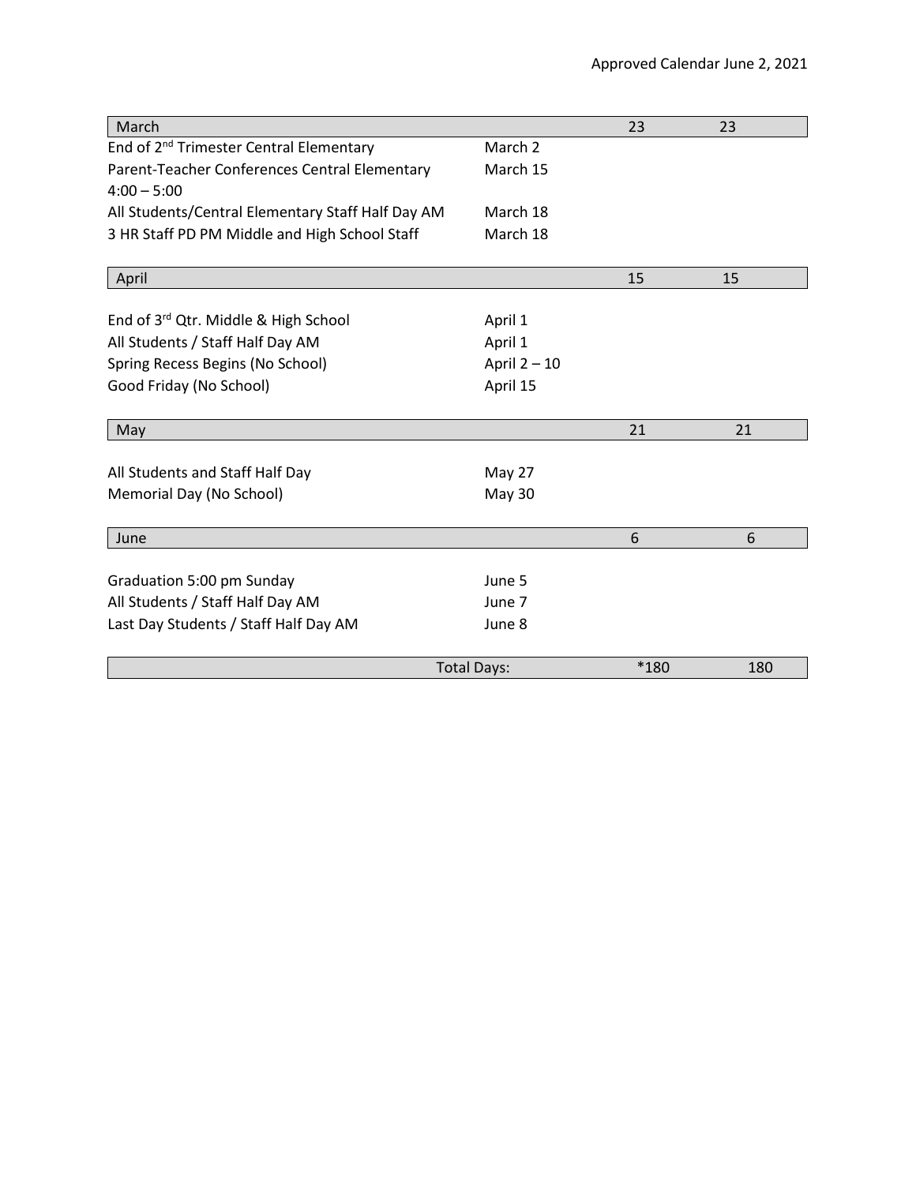Approved Calendar June 2, 2021

| | | | |
|---|---|---|---|
| March | | 23 | 23 |
| End of 2nd Trimester Central Elementary | March 2 | | |
| Parent-Teacher Conferences Central Elementary 4:00 – 5:00 | March 15 | | |
| All Students/Central Elementary Staff Half Day AM | March 18 | | |
| 3 HR Staff PD PM Middle and High School Staff | March 18 | | |
| April | | 15 | 15 |
| End of 3rd Qtr. Middle & High School | April 1 | | |
| All Students / Staff Half Day AM | April 1 | | |
| Spring Recess Begins (No School) | April 2 – 10 | | |
| Good Friday (No School) | April 15 | | |
| May | | 21 | 21 |
| All Students and Staff Half Day | May 27 | | |
| Memorial Day (No School) | May 30 | | |
| June | | 6 | 6 |
| Graduation 5:00 pm Sunday | June 5 | | |
| All Students / Staff Half Day AM | June 7 | | |
| Last Day Students / Staff Half Day AM | June 8 | | |
| | Total Days: | *180 | 180 |